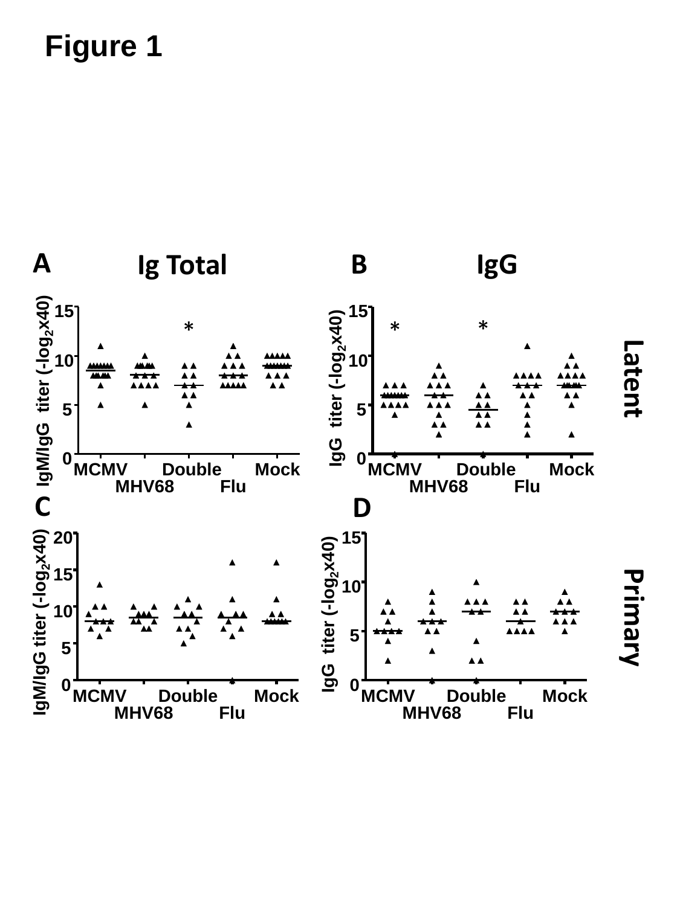# Figure 1

**A** Ig Total

**B** IgG

Latent

IgM/IgG titer (-$\log_2$x40)

IgG titer (-$\log_2$x40)

MCMV MHV68 Double Flu Mock

**C**

**D**

Primary

IgM/IgG titer (-$\log_2$x40)

IgG titer (-$\log_2$x40)

MCMV MHV68 Double Flu Mock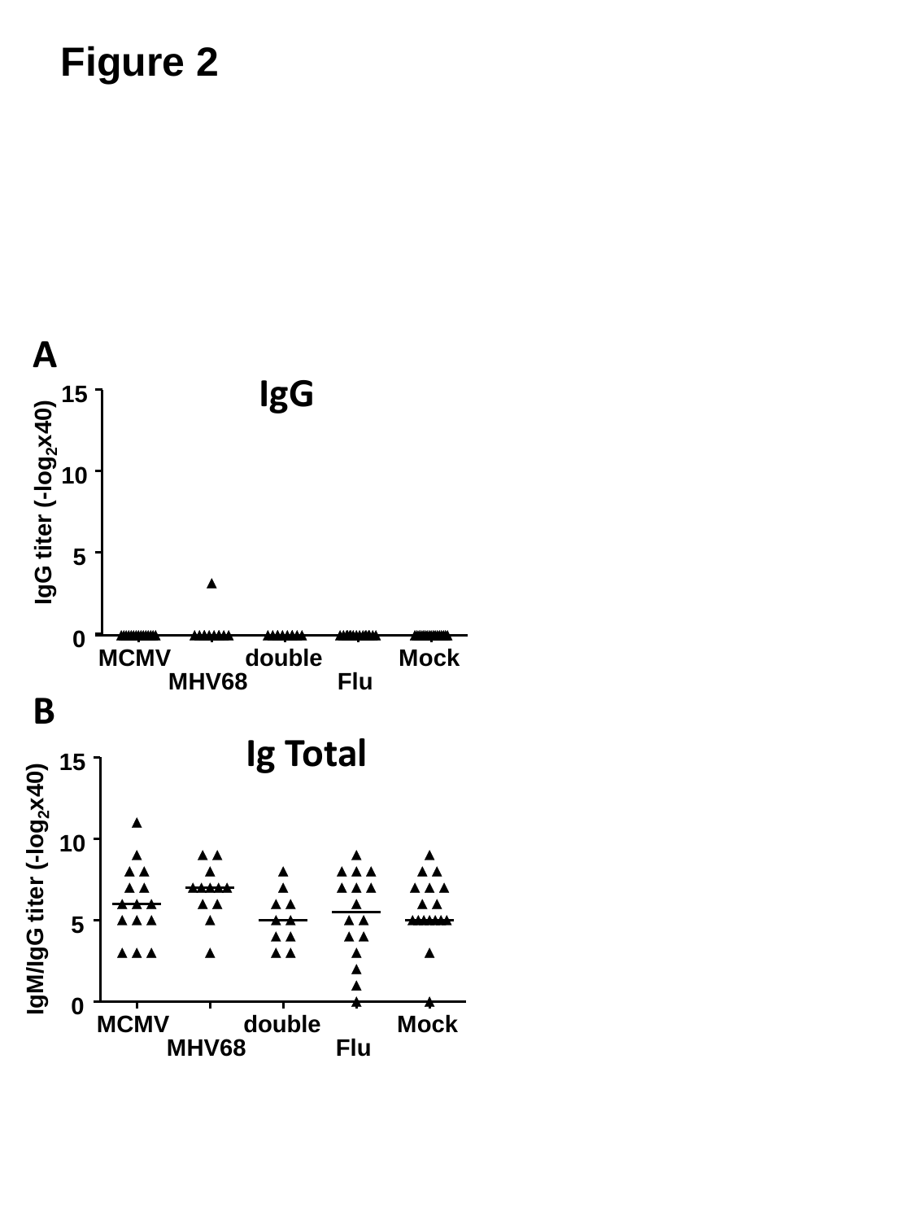# Figure 2

**A**

**IgG**

IgG titer ($-log_2x40$)

15

10

5

0

MCMV MHV68 double Flu Mock

**B**

**Ig Total**

IgM/IgG titer ($-log_2x40$)

15

10

5

0

MCMV MHV68 double Flu Mock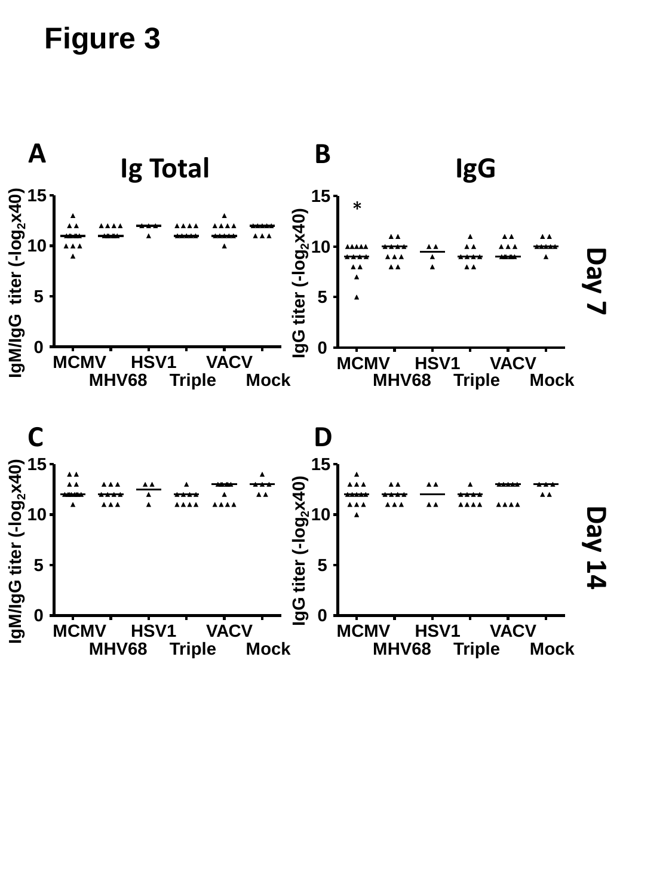# Figure 3

**A** Ig Total

**B** IgG

Day 7

**C**

**D**

Day 14

IgM/IgG titer ($-\log_2 x40$)

IgG titer ($-\log_2 x40$)

MCMV MHV68 HSV1 Triple VACV Mock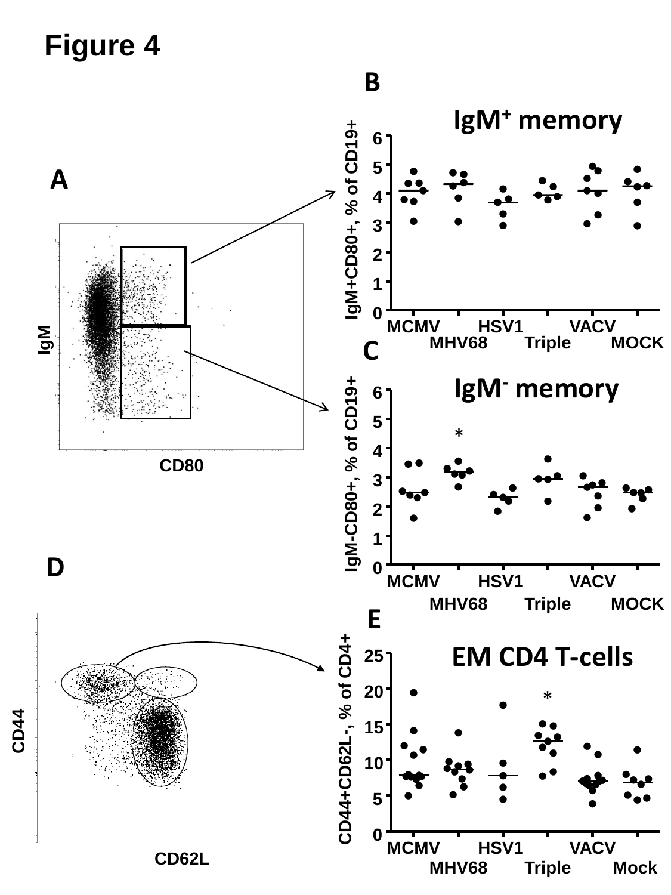# Figure 4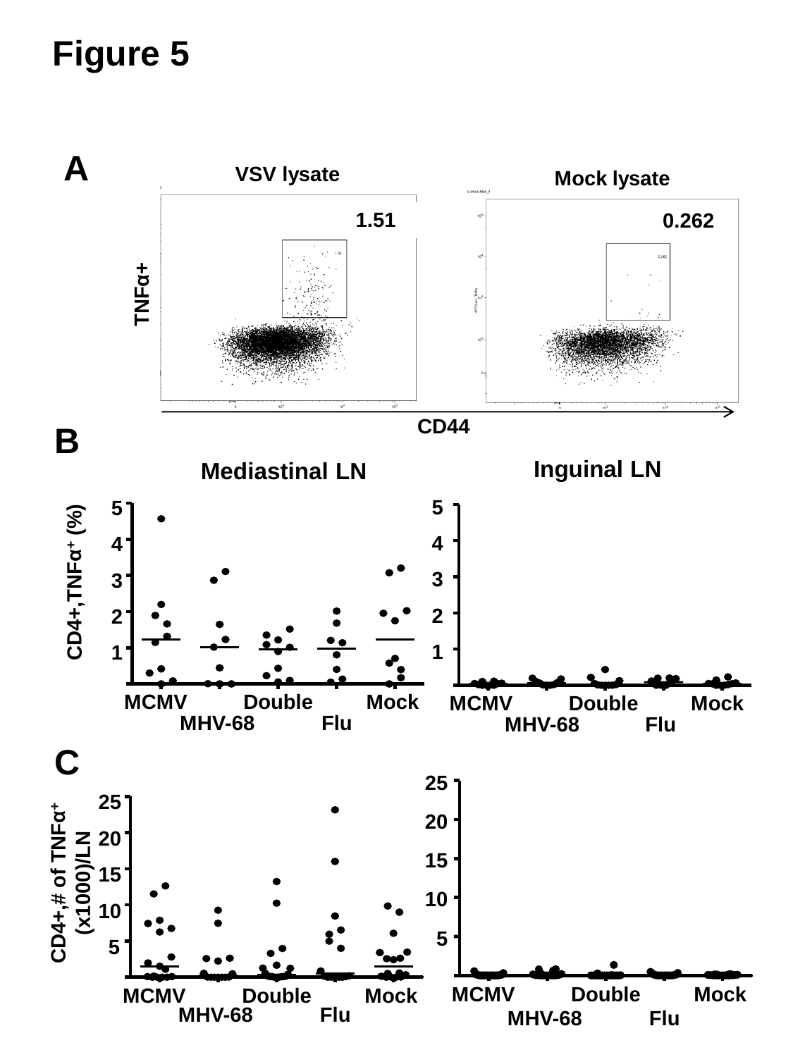# Figure 5

A

VSV lysate

Mock lysate

1.51

0.262

TNFα+

CD44

B

Mediastinal LN

Inguinal LN

CD4+,TNFα$^{+}$ (%)

5
4
3
2
1

MCMV Double Mock
MHV-68 Flu

C

CD4+,# of TNFα$^{+}$ (x1000)/LN

25
20
15
10
5

MCMV Double Mock
MHV-68 Flu